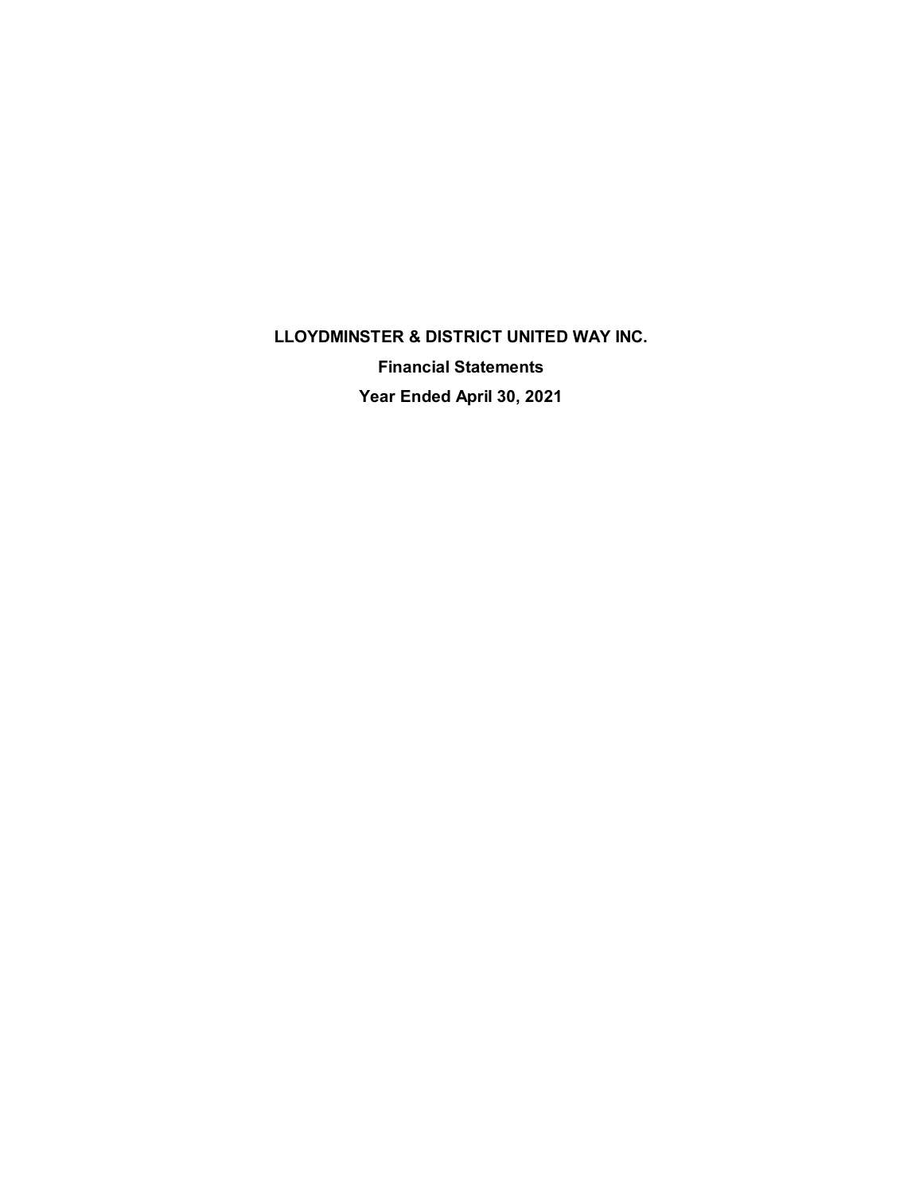# LLOYDMINSTER & DISTRICT UNITED WAY INC.

## Financial Statements

## Year Ended April 30, 2021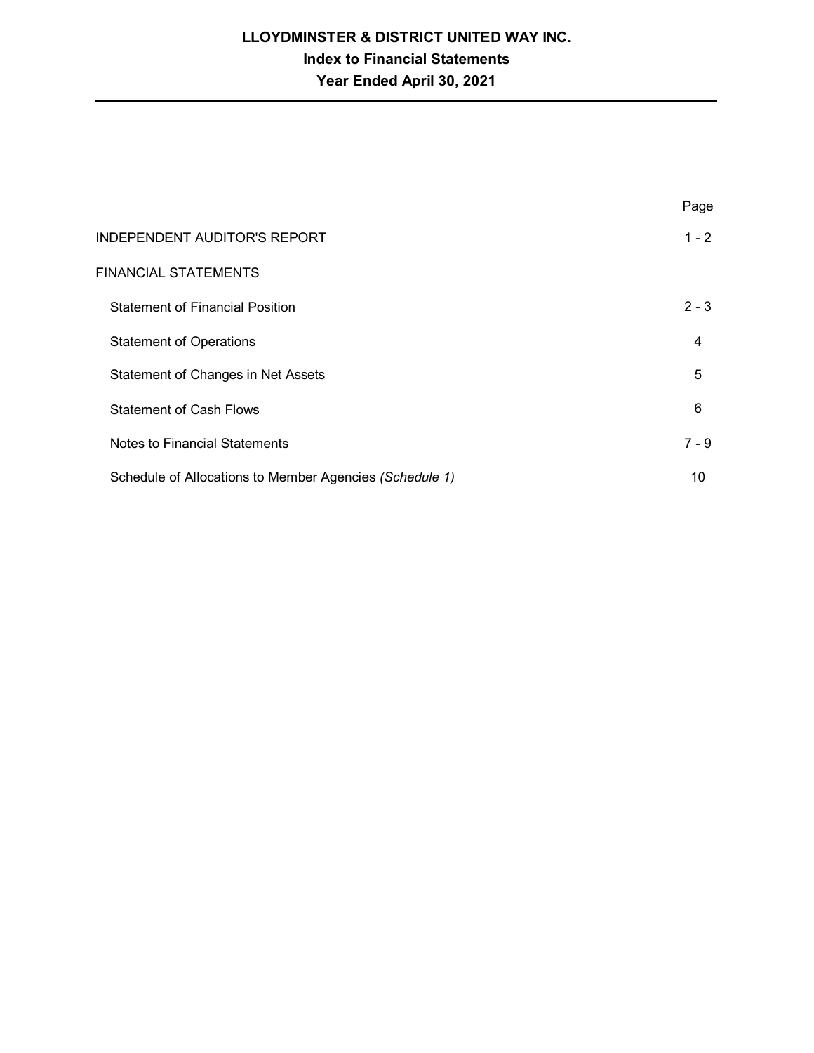# LLOYDMINSTER & DISTRICT UNITED WAY INC.
## Index to Financial Statements
## Year Ended April 30, 2021

| | Page |
|---|---|
| INDEPENDENT AUDITOR'S REPORT | 1 - 2 |
| FINANCIAL STATEMENTS | |
| Statement of Financial Position | 2 - 3 |
| Statement of Operations | 4 |
| Statement of Changes in Net Assets | 5 |
| Statement of Cash Flows | 6 |
| Notes to Financial Statements | 7 - 9 |
| Schedule of Allocations to Member Agencies *(Schedule 1)* | 10 |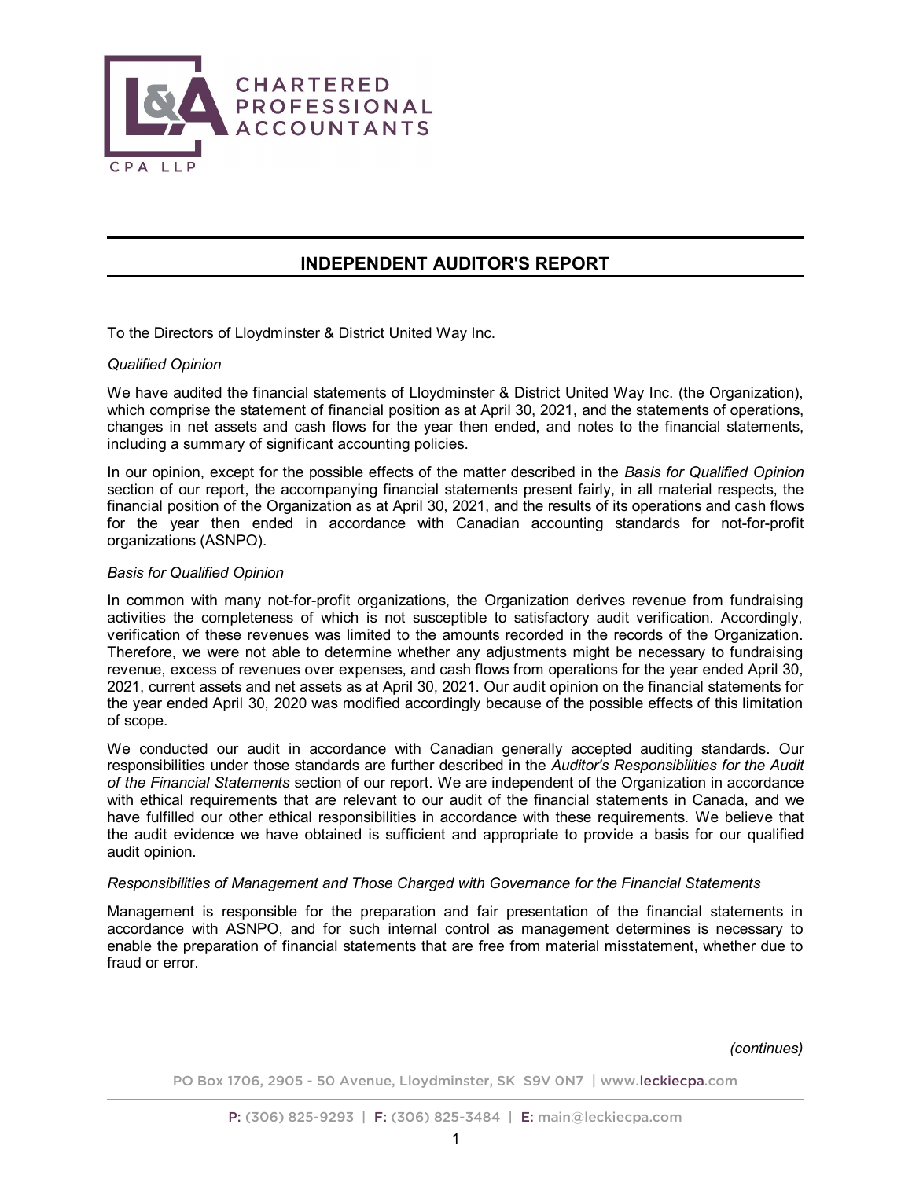# INDEPENDENT AUDITOR'S REPORT

To the Directors of Lloydminster & District United Way Inc.

*Qualified Opinion*

We have audited the financial statements of Lloydminster & District United Way Inc. (the Organization), which comprise the statement of financial position as at April 30, 2021, and the statements of operations, changes in net assets and cash flows for the year then ended, and notes to the financial statements, including a summary of significant accounting policies.

In our opinion, except for the possible effects of the matter described in the *Basis for Qualified Opinion* section of our report, the accompanying financial statements present fairly, in all material respects, the financial position of the Organization as at April 30, 2021, and the results of its operations and cash flows for the year then ended in accordance with Canadian accounting standards for not-for-profit organizations (ASNPO).

*Basis for Qualified Opinion*

In common with many not-for-profit organizations, the Organization derives revenue from fundraising activities the completeness of which is not susceptible to satisfactory audit verification. Accordingly, verification of these revenues was limited to the amounts recorded in the records of the Organization. Therefore, we were not able to determine whether any adjustments might be necessary to fundraising revenue, excess of revenues over expenses, and cash flows from operations for the year ended April 30, 2021, current assets and net assets as at April 30, 2021. Our audit opinion on the financial statements for the year ended April 30, 2020 was modified accordingly because of the possible effects of this limitation of scope.

We conducted our audit in accordance with Canadian generally accepted auditing standards. Our responsibilities under those standards are further described in the *Auditor's Responsibilities for the Audit of the Financial Statements* section of our report. We are independent of the Organization in accordance with ethical requirements that are relevant to our audit of the financial statements in Canada, and we have fulfilled our other ethical responsibilities in accordance with these requirements. We believe that the audit evidence we have obtained is sufficient and appropriate to provide a basis for our qualified audit opinion.

*Responsibilities of Management and Those Charged with Governance for the Financial Statements*

Management is responsible for the preparation and fair presentation of the financial statements in accordance with ASNPO, and for such internal control as management determines is necessary to enable the preparation of financial statements that are free from material misstatement, whether due to fraud or error.

*(continues)*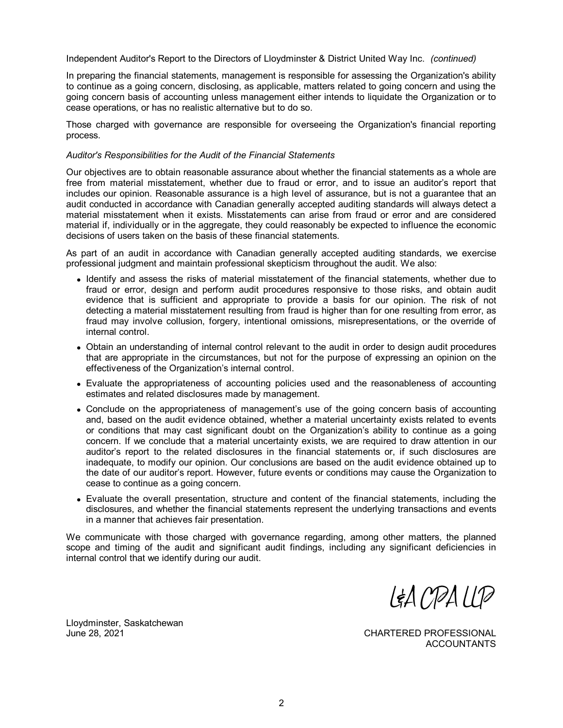Independent Auditor's Report to the Directors of Lloydminster & District United Way Inc. *(continued)*

In preparing the financial statements, management is responsible for assessing the Organization's ability to continue as a going concern, disclosing, as applicable, matters related to going concern and using the going concern basis of accounting unless management either intends to liquidate the Organization or to cease operations, or has no realistic alternative but to do so.

Those charged with governance are responsible for overseeing the Organization's financial reporting process.

*Auditor's Responsibilities for the Audit of the Financial Statements*

Our objectives are to obtain reasonable assurance about whether the financial statements as a whole are free from material misstatement, whether due to fraud or error, and to issue an auditor's report that includes our opinion. Reasonable assurance is a high level of assurance, but is not a guarantee that an audit conducted in accordance with Canadian generally accepted auditing standards will always detect a material misstatement when it exists. Misstatements can arise from fraud or error and are considered material if, individually or in the aggregate, they could reasonably be expected to influence the economic decisions of users taken on the basis of these financial statements.

As part of an audit in accordance with Canadian generally accepted auditing standards, we exercise professional judgment and maintain professional skepticism throughout the audit. We also:

- Identify and assess the risks of material misstatement of the financial statements, whether due to fraud or error, design and perform audit procedures responsive to those risks, and obtain audit evidence that is sufficient and appropriate to provide a basis for our opinion. The risk of not detecting a material misstatement resulting from fraud is higher than for one resulting from error, as fraud may involve collusion, forgery, intentional omissions, misrepresentations, or the override of internal control.
- Obtain an understanding of internal control relevant to the audit in order to design audit procedures that are appropriate in the circumstances, but not for the purpose of expressing an opinion on the effectiveness of the Organization's internal control.
- Evaluate the appropriateness of accounting policies used and the reasonableness of accounting estimates and related disclosures made by management.
- Conclude on the appropriateness of management's use of the going concern basis of accounting and, based on the audit evidence obtained, whether a material uncertainty exists related to events or conditions that may cast significant doubt on the Organization's ability to continue as a going concern. If we conclude that a material uncertainty exists, we are required to draw attention in our auditor's report to the related disclosures in the financial statements or, if such disclosures are inadequate, to modify our opinion. Our conclusions are based on the audit evidence obtained up to the date of our auditor's report. However, future events or conditions may cause the Organization to cease to continue as a going concern.
- Evaluate the overall presentation, structure and content of the financial statements, including the disclosures, and whether the financial statements represent the underlying transactions and events in a manner that achieves fair presentation.

We communicate with those charged with governance regarding, among other matters, the planned scope and timing of the audit and significant audit findings, including any significant deficiencies in internal control that we identify during our audit.

L&A CPA LLP

Lloydminster, Saskatchewan
June 28, 2021

CHARTERED PROFESSIONAL ACCOUNTANTS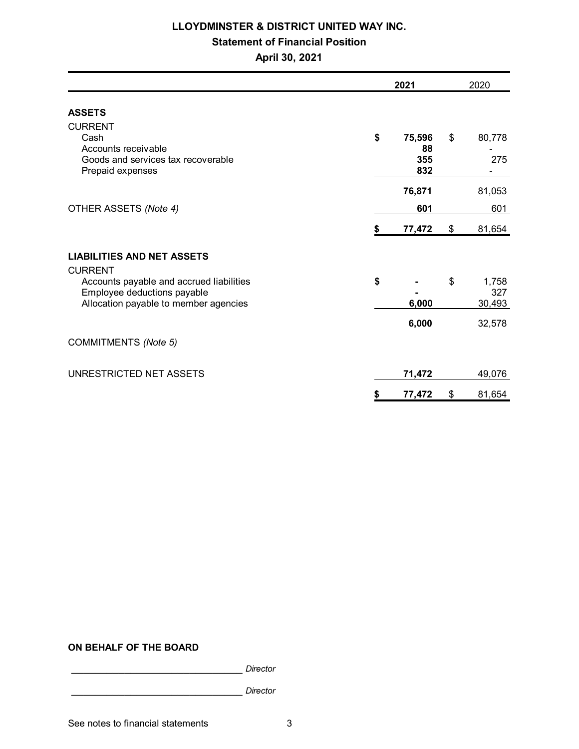# LLOYDMINSTER & DISTRICT UNITED WAY INC.

## Statement of Financial Position

### April 30, 2021

| | 2021 | 2020 |
|---|---|---|
| **ASSETS** | | |
| CURRENT | | |
| Cash | **$ 75,596** | $ 80,778 |
| Accounts receivable | **88** | - |
| Goods and services tax recoverable | **355** | 275 |
| Prepaid expenses | **832** | - |
| | **76,871** | 81,053 |
| OTHER ASSETS *(Note 4)* | **601** | 601 |
| | **$ 77,472** | $ 81,654 |
| **LIABILITIES AND NET ASSETS** | | |
| CURRENT | | |
| Accounts payable and accrued liabilities | **$ -** | $ 1,758 |
| Employee deductions payable | **-** | 327 |
| Allocation payable to member agencies | **6,000** | 30,493 |
| | **6,000** | 32,578 |
| COMMITMENTS *(Note 5)* | | |
| UNRESTRICTED NET ASSETS | **71,472** | 49,076 |
| | **$ 77,472** | $ 81,654 |

**ON BEHALF OF THE BOARD**

_________________________________ *Director*

_________________________________ *Director*

See notes to financial statements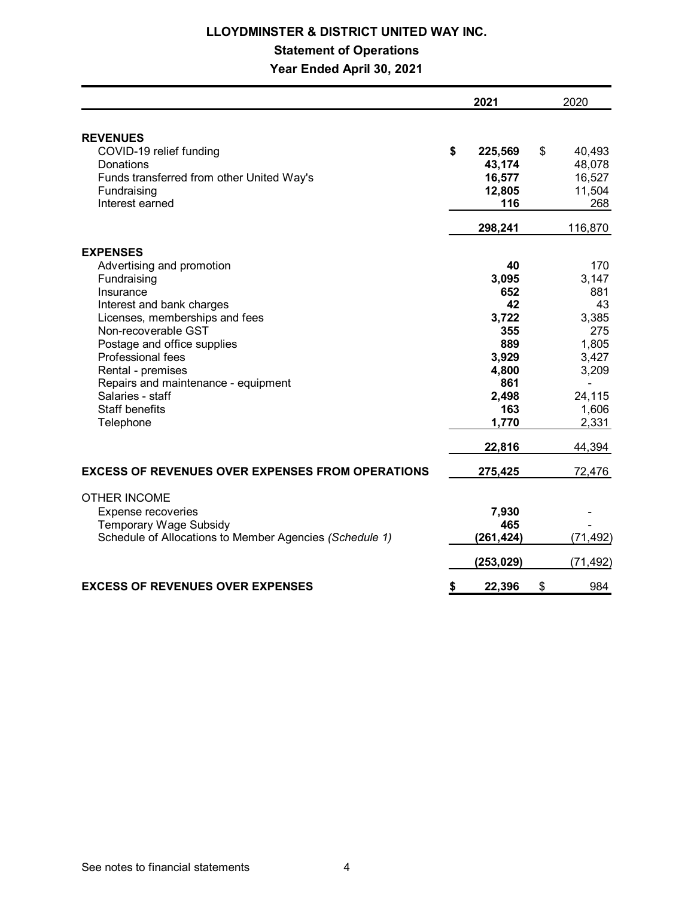# LLOYDMINSTER & DISTRICT UNITED WAY INC.

## Statement of Operations

### Year Ended April 30, 2021

| | 2021 | 2020 |
|---|---|---|
| **REVENUES** | | |
| COVID-19 relief funding | **$ 225,569** | $ 40,493 |
| Donations | **43,174** | 48,078 |
| Funds transferred from other United Way's | **16,577** | 16,527 |
| Fundraising | **12,805** | 11,504 |
| Interest earned | **116** | 268 |
| | **298,241** | 116,870 |
| **EXPENSES** | | |
| Advertising and promotion | **40** | 170 |
| Fundraising | **3,095** | 3,147 |
| Insurance | **652** | 881 |
| Interest and bank charges | **42** | 43 |
| Licenses, memberships and fees | **3,722** | 3,385 |
| Non-recoverable GST | **355** | 275 |
| Postage and office supplies | **889** | 1,805 |
| Professional fees | **3,929** | 3,427 |
| Rental - premises | **4,800** | 3,209 |
| Repairs and maintenance - equipment | **861** | - |
| Salaries - staff | **2,498** | 24,115 |
| Staff benefits | **163** | 1,606 |
| Telephone | **1,770** | 2,331 |
| | **22,816** | 44,394 |
| **EXCESS OF REVENUES OVER EXPENSES FROM OPERATIONS** | **275,425** | 72,476 |
| OTHER INCOME | | |
| Expense recoveries | **7,930** | - |
| Temporary Wage Subsidy | **465** | - |
| Schedule of Allocations to Member Agencies *(Schedule 1)* | **(261,424)** | (71,492) |
| | **(253,029)** | (71,492) |
| **EXCESS OF REVENUES OVER EXPENSES** | **$ 22,396** | $ 984 |

See notes to financial statements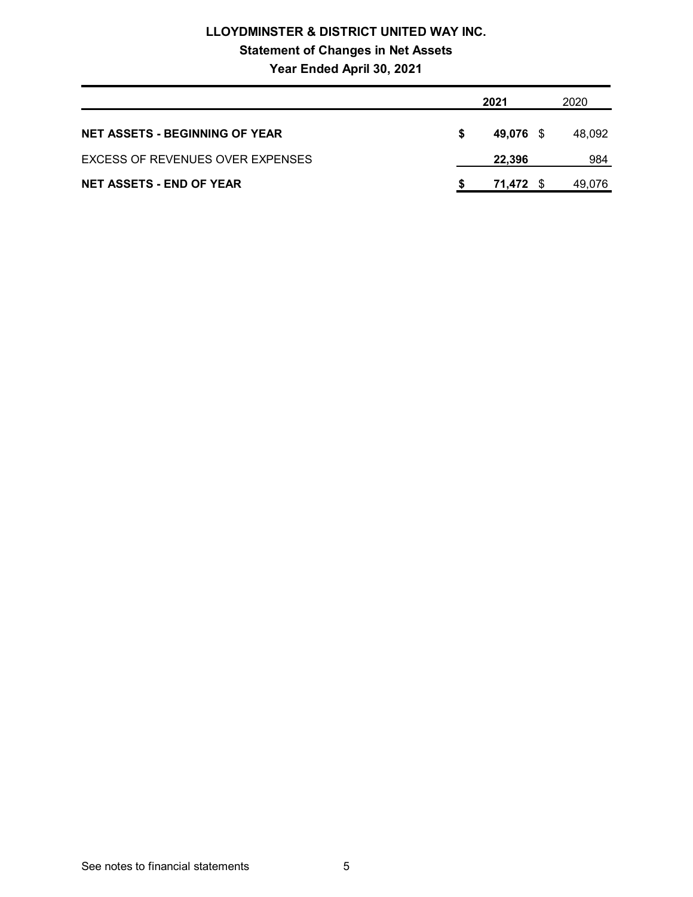# LLOYDMINSTER & DISTRICT UNITED WAY INC.

## Statement of Changes in Net Assets

### Year Ended April 30, 2021

| | 2021 | 2020 |
|---|---|---|
| **NET ASSETS - BEGINNING OF YEAR** | **$ 49,076** | $ 48,092 |
| EXCESS OF REVENUES OVER EXPENSES | **22,396** | 984 |
| **NET ASSETS - END OF YEAR** | **$ 71,472** | $ 49,076 |

See notes to financial statements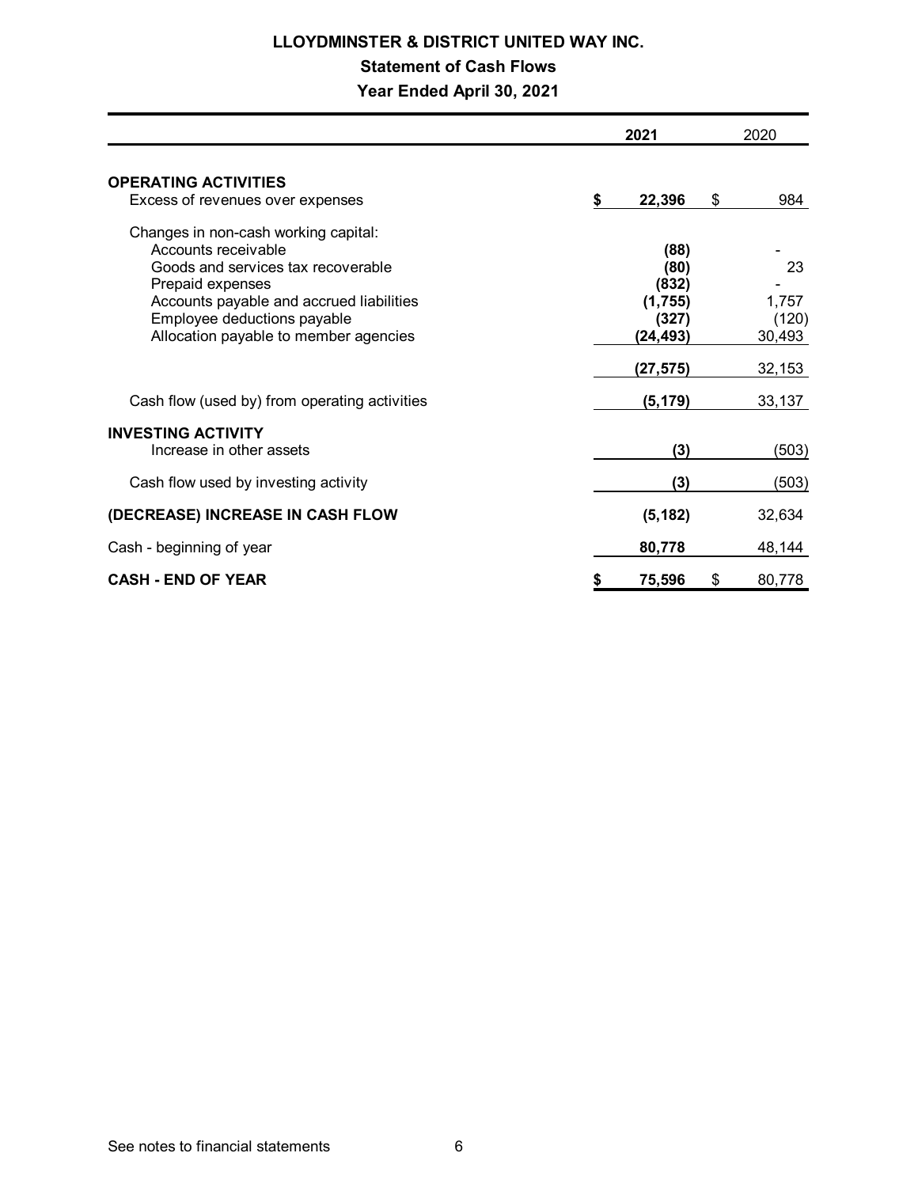# LLOYDMINSTER & DISTRICT UNITED WAY INC.

## Statement of Cash Flows

### Year Ended April 30, 2021

| | 2021 | 2020 |
|---|---|---|
| **OPERATING ACTIVITIES** | | |
| Excess of revenues over expenses | **$ 22,396** | $ 984 |
| Changes in non-cash working capital: | | |
| Accounts receivable | **(88)** | - |
| Goods and services tax recoverable | **(80)** | 23 |
| Prepaid expenses | **(832)** | - |
| Accounts payable and accrued liabilities | **(1,755)** | 1,757 |
| Employee deductions payable | **(327)** | (120) |
| Allocation payable to member agencies | **(24,493)** | 30,493 |
| | **(27,575)** | 32,153 |
| Cash flow (used by) from operating activities | **(5,179)** | 33,137 |
| **INVESTING ACTIVITY** | | |
| Increase in other assets | **(3)** | (503) |
| Cash flow used by investing activity | **(3)** | (503) |
| **(DECREASE) INCREASE IN CASH FLOW** | **(5,182)** | 32,634 |
| Cash - beginning of year | **80,778** | 48,144 |
| **CASH - END OF YEAR** | **$ 75,596** | $ 80,778 |

See notes to financial statements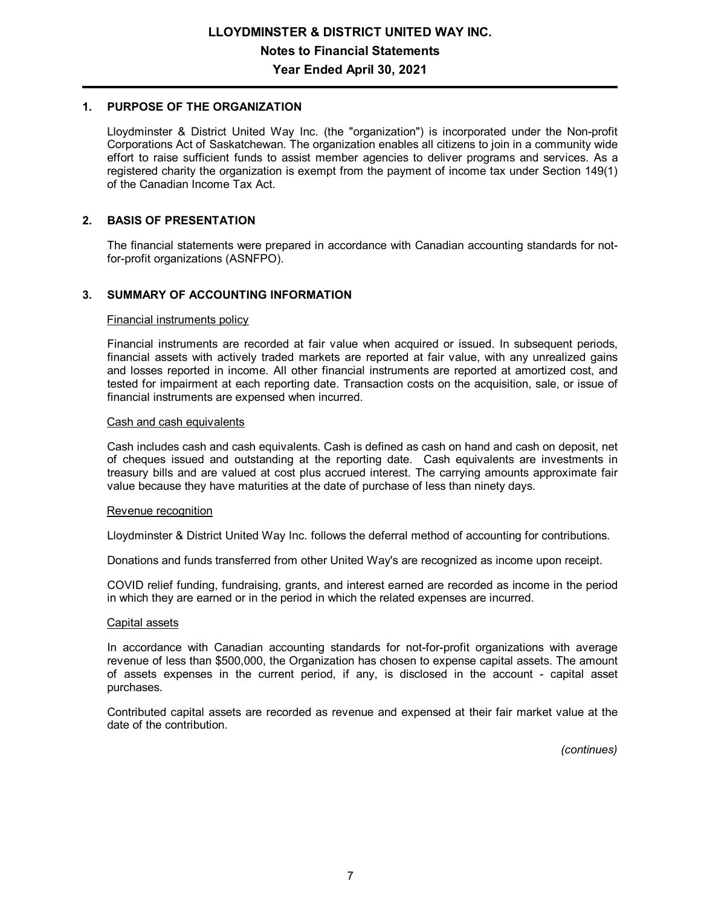# LLOYDMINSTER & DISTRICT UNITED WAY INC.

## Notes to Financial Statements

## Year Ended April 30, 2021

### 1. PURPOSE OF THE ORGANIZATION

Lloydminster & District United Way Inc. (the "organization") is incorporated under the Non-profit Corporations Act of Saskatchewan. The organization enables all citizens to join in a community wide effort to raise sufficient funds to assist member agencies to deliver programs and services. As a registered charity the organization is exempt from the payment of income tax under Section 149(1) of the Canadian Income Tax Act.

### 2. BASIS OF PRESENTATION

The financial statements were prepared in accordance with Canadian accounting standards for not-for-profit organizations (ASNFPO).

### 3. SUMMARY OF ACCOUNTING INFORMATION

Financial instruments policy

Financial instruments are recorded at fair value when acquired or issued. In subsequent periods, financial assets with actively traded markets are reported at fair value, with any unrealized gains and losses reported in income. All other financial instruments are reported at amortized cost, and tested for impairment at each reporting date. Transaction costs on the acquisition, sale, or issue of financial instruments are expensed when incurred.

Cash and cash equivalents

Cash includes cash and cash equivalents. Cash is defined as cash on hand and cash on deposit, net of cheques issued and outstanding at the reporting date. Cash equivalents are investments in treasury bills and are valued at cost plus accrued interest. The carrying amounts approximate fair value because they have maturities at the date of purchase of less than ninety days.

Revenue recognition

Lloydminster & District United Way Inc. follows the deferral method of accounting for contributions.

Donations and funds transferred from other United Way's are recognized as income upon receipt.

COVID relief funding, fundraising, grants, and interest earned are recorded as income in the period in which they are earned or in the period in which the related expenses are incurred.

Capital assets

In accordance with Canadian accounting standards for not-for-profit organizations with average revenue of less than $500,000, the Organization has chosen to expense capital assets. The amount of assets expenses in the current period, if any, is disclosed in the account - capital asset purchases.

Contributed capital assets are recorded as revenue and expensed at their fair market value at the date of the contribution.

*(continues)*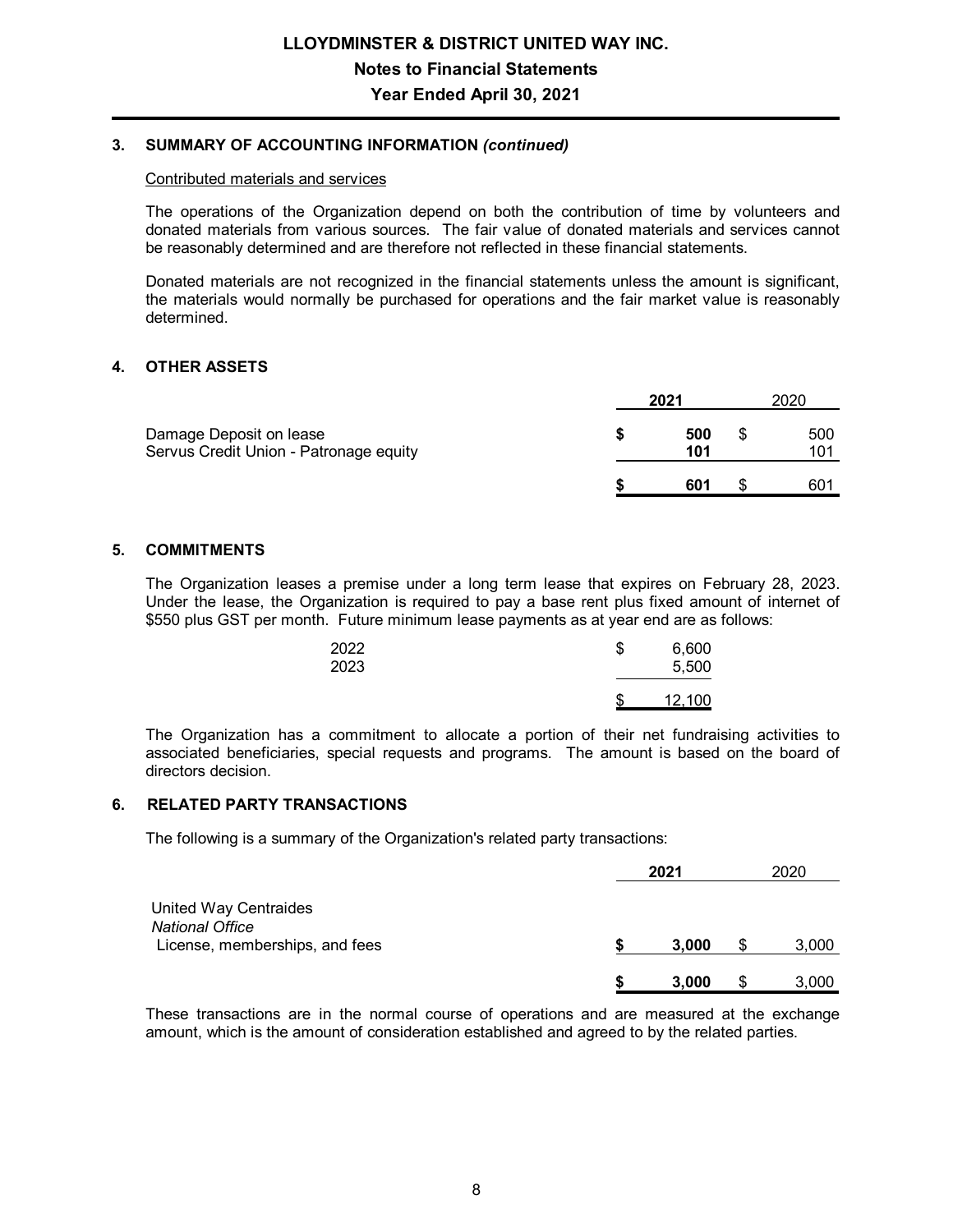# LLOYDMINSTER & DISTRICT UNITED WAY INC.
## Notes to Financial Statements
## Year Ended April 30, 2021

### 3. SUMMARY OF ACCOUNTING INFORMATION *(continued)*

Contributed materials and services

The operations of the Organization depend on both the contribution of time by volunteers and donated materials from various sources. The fair value of donated materials and services cannot be reasonably determined and are therefore not reflected in these financial statements.

Donated materials are not recognized in the financial statements unless the amount is significant, the materials would normally be purchased for operations and the fair market value is reasonably determined.

### 4. OTHER ASSETS

| | **2021** | 2020 |
|---|---|---|
| Damage Deposit on lease | **$ 500** | $ 500 |
| Servus Credit Union - Patronage equity | **101** | 101 |
| | **$ 601** | $ 601 |

### 5. COMMITMENTS

The Organization leases a premise under a long term lease that expires on February 28, 2023. Under the lease, the Organization is required to pay a base rent plus fixed amount of internet of $550 plus GST per month. Future minimum lease payments as at year end are as follows:

| | |
|---|---|
| 2022 | $ 6,600 |
| 2023 | 5,500 |
| | $ 12,100 |

The Organization has a commitment to allocate a portion of their net fundraising activities to associated beneficiaries, special requests and programs. The amount is based on the board of directors decision.

### 6. RELATED PARTY TRANSACTIONS

The following is a summary of the Organization's related party transactions:

| | **2021** | 2020 |
|---|---|---|
| United Way Centraides | | |
| *National Office* | | |
| License, memberships, and fees | **$ 3,000** | $ 3,000 |
| | **$ 3,000** | $ 3,000 |

These transactions are in the normal course of operations and are measured at the exchange amount, which is the amount of consideration established and agreed to by the related parties.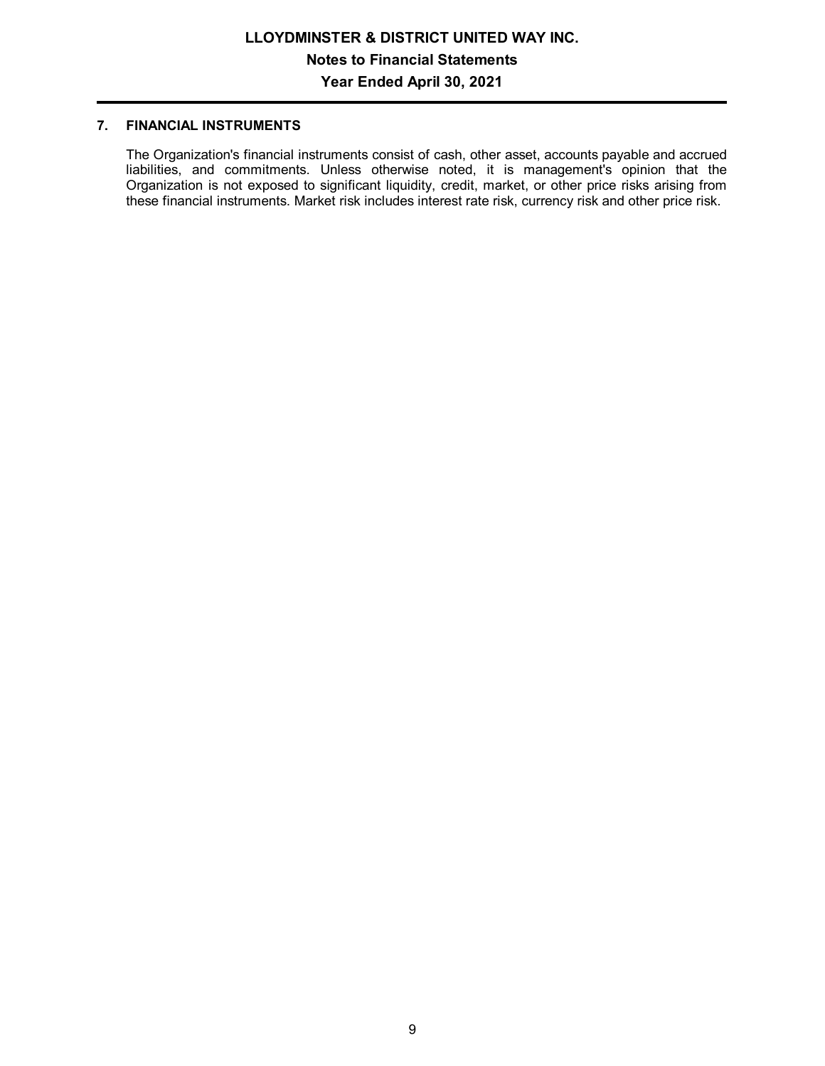## 7. FINANCIAL INSTRUMENTS

The Organization's financial instruments consist of cash, other asset, accounts payable and accrued liabilities, and commitments. Unless otherwise noted, it is management's opinion that the Organization is not exposed to significant liquidity, credit, market, or other price risks arising from these financial instruments. Market risk includes interest rate risk, currency risk and other price risk.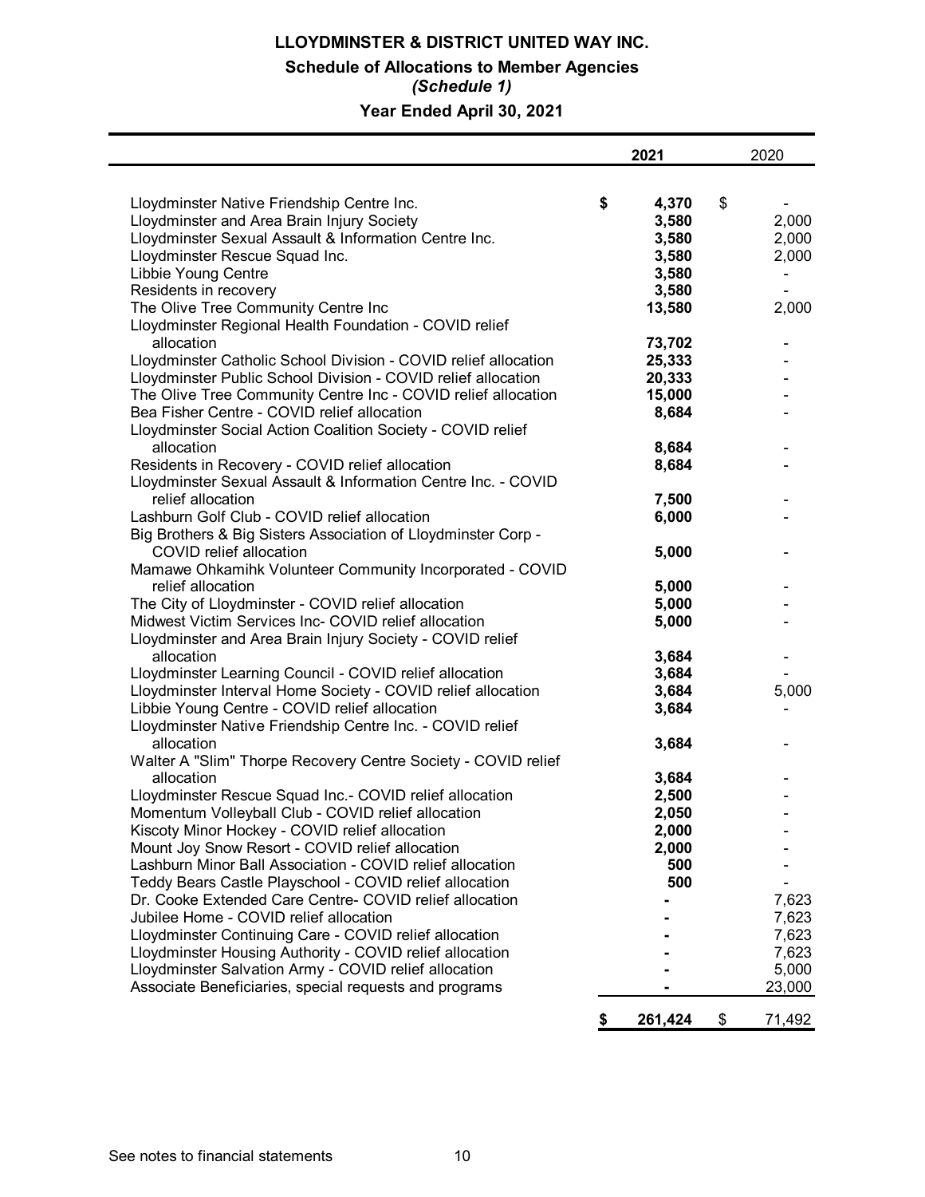**LLOYDMINSTER & DISTRICT UNITED WAY INC.**

**Schedule of Allocations to Member Agencies**

***(Schedule 1)***

**Year Ended April 30, 2021**

| | 2021 | 2020 |
|---|---|---|
| Lloydminster Native Friendship Centre Inc. | **$ 4,370** | $ - |
| Lloydminster and Area Brain Injury Society | **3,580** | 2,000 |
| Lloydminster Sexual Assault & Information Centre Inc. | **3,580** | 2,000 |
| Lloydminster Rescue Squad Inc. | **3,580** | 2,000 |
| Libbie Young Centre | **3,580** | - |
| Residents in recovery | **3,580** | - |
| The Olive Tree Community Centre Inc | **13,580** | 2,000 |
| Lloydminster Regional Health Foundation - COVID relief allocation | **73,702** | - |
| Lloydminster Catholic School Division - COVID relief allocation | **25,333** | - |
| Lloydminster Public School Division - COVID relief allocation | **20,333** | - |
| The Olive Tree Community Centre Inc - COVID relief allocation | **15,000** | - |
| Bea Fisher Centre - COVID relief allocation | **8,684** | - |
| Lloydminster Social Action Coalition Society - COVID relief allocation | **8,684** | - |
| Residents in Recovery - COVID relief allocation | **8,684** | - |
| Lloydminster Sexual Assault & Information Centre Inc. - COVID relief allocation | **7,500** | - |
| Lashburn Golf Club - COVID relief allocation | **6,000** | - |
| Big Brothers & Big Sisters Association of Lloydminster Corp - COVID relief allocation | **5,000** | - |
| Mamawe Ohkamihk Volunteer Community Incorporated - COVID relief allocation | **5,000** | - |
| The City of Lloydminster - COVID relief allocation | **5,000** | - |
| Midwest Victim Services Inc- COVID relief allocation | **5,000** | - |
| Lloydminster and Area Brain Injury Society - COVID relief allocation | **3,684** | - |
| Lloydminster Learning Council - COVID relief allocation | **3,684** | - |
| Lloydminster Interval Home Society - COVID relief allocation | **3,684** | 5,000 |
| Libbie Young Centre - COVID relief allocation | **3,684** | - |
| Lloydminster Native Friendship Centre Inc. - COVID relief allocation | **3,684** | - |
| Walter A "Slim" Thorpe Recovery Centre Society - COVID relief allocation | **3,684** | - |
| Lloydminster Rescue Squad Inc.- COVID relief allocation | **2,500** | - |
| Momentum Volleyball Club - COVID relief allocation | **2,050** | - |
| Kiscoty Minor Hockey - COVID relief allocation | **2,000** | - |
| Mount Joy Snow Resort - COVID relief allocation | **2,000** | - |
| Lashburn Minor Ball Association - COVID relief allocation | **500** | - |
| Teddy Bears Castle Playschool - COVID relief allocation | **500** | - |
| Dr. Cooke Extended Care Centre- COVID relief allocation | **-** | 7,623 |
| Jubilee Home - COVID relief allocation | **-** | 7,623 |
| Lloydminster Continuing Care - COVID relief allocation | **-** | 7,623 |
| Lloydminster Housing Authority - COVID relief allocation | **-** | 7,623 |
| Lloydminster Salvation Army - COVID relief allocation | **-** | 5,000 |
| Associate Beneficiaries, special requests and programs | **-** | 23,000 |
| | **$ 261,424** | $ 71,492 |

See notes to financial statements